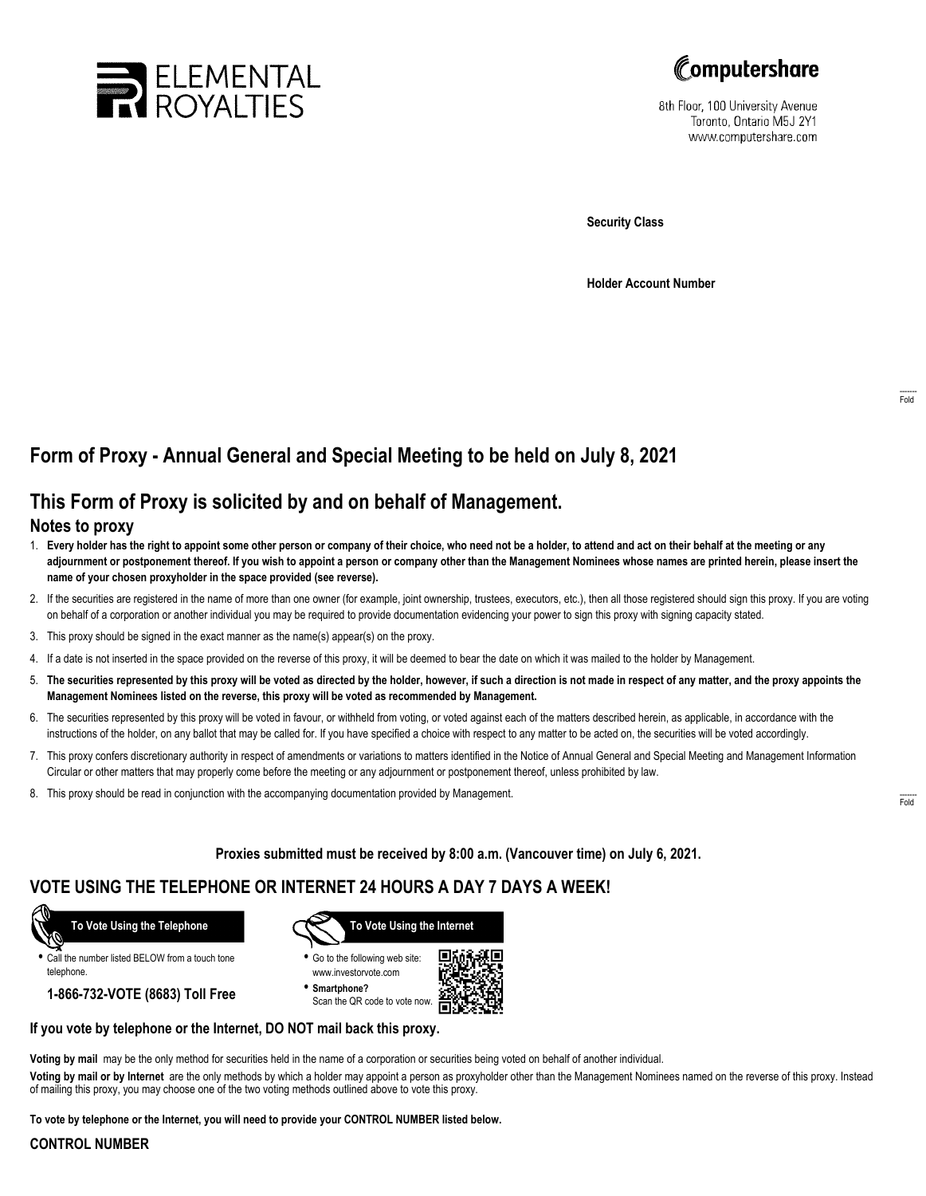ELEMENTAL ROYALTIES

Computershare

8th Floor, 100 University Avenue
Toronto, Ontario M5J 2Y1
www.computershare.com

**Security Class**

**Holder Account Number**

# Form of Proxy - Annual General and Special Meeting to be held on July 8, 2021

## This Form of Proxy is solicited by and on behalf of Management.

### Notes to proxy

1. **Every holder has the right to appoint some other person or company of their choice, who need not be a holder, to attend and act on their behalf at the meeting or any adjournment or postponement thereof. If you wish to appoint a person or company other than the Management Nominees whose names are printed herein, please insert the name of your chosen proxyholder in the space provided (see reverse).**
2. If the securities are registered in the name of more than one owner (for example, joint ownership, trustees, executors, etc.), then all those registered should sign this proxy. If you are voting on behalf of a corporation or another individual you may be required to provide documentation evidencing your power to sign this proxy with signing capacity stated.
3. This proxy should be signed in the exact manner as the name(s) appear(s) on the proxy.
4. If a date is not inserted in the space provided on the reverse of this proxy, it will be deemed to bear the date on which it was mailed to the holder by Management.
5. **The securities represented by this proxy will be voted as directed by the holder, however, if such a direction is not made in respect of any matter, and the proxy appoints the Management Nominees listed on the reverse, this proxy will be voted as recommended by Management.**
6. The securities represented by this proxy will be voted in favour, or withheld from voting, or voted against each of the matters described herein, as applicable, in accordance with the instructions of the holder, on any ballot that may be called for. If you have specified a choice with respect to any matter to be acted on, the securities will be voted accordingly.
7. This proxy confers discretionary authority in respect of amendments or variations to matters identified in the Notice of Annual General and Special Meeting and Management Information Circular or other matters that may properly come before the meeting or any adjournment or postponement thereof, unless prohibited by law.
8. This proxy should be read in conjunction with the accompanying documentation provided by Management.

**Proxies submitted must be received by 8:00 a.m. (Vancouver time) on July 6, 2021.**

## VOTE USING THE TELEPHONE OR INTERNET 24 HOURS A DAY 7 DAYS A WEEK!

**To Vote Using the Telephone**

- Call the number listed BELOW from a touch tone telephone.

**1-866-732-VOTE (8683) Toll Free**

**To Vote Using the Internet**

- Go to the following web site: www.investorvote.com
- **Smartphone?** Scan the QR code to vote now.

**If you vote by telephone or the Internet, DO NOT mail back this proxy.**

**Voting by mail** may be the only method for securities held in the name of a corporation or securities being voted on behalf of another individual.

**Voting by mail or by Internet** are the only methods by which a holder may appoint a person as proxyholder other than the Management Nominees named on the reverse of this proxy. Instead of mailing this proxy, you may choose one of the two voting methods outlined above to vote this proxy.

**To vote by telephone or the Internet, you will need to provide your CONTROL NUMBER listed below.**

**CONTROL NUMBER**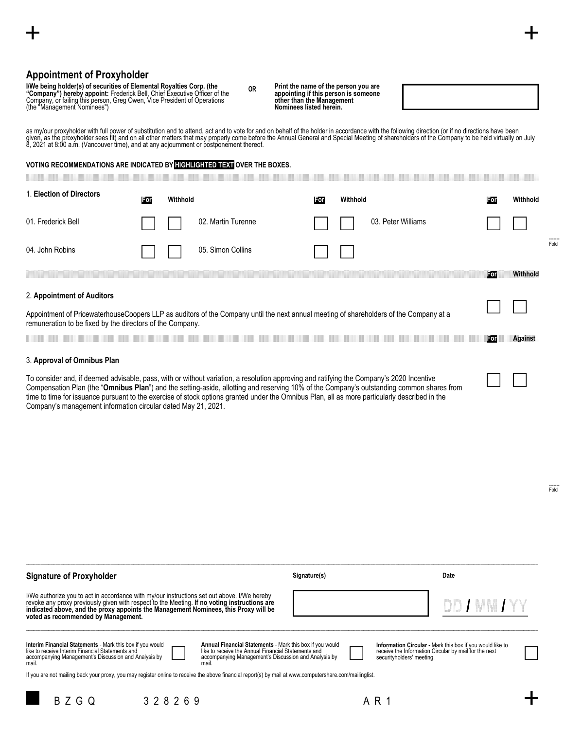## Appointment of Proxyholder

**I/We being holder(s) of securities of Elemental Royalties Corp. (the "Company") hereby appoint:** Frederick Bell, Chief Executive Officer of the Company, or failing this person, Greg Owen, Vice President of Operations (the "Management Nominees")

**OR**

**Print the name of the person you are appointing if this person is someone other than the Management Nominees listed herein.**

as my/our proxyholder with full power of substitution and to attend, act and to vote for and on behalf of the holder in accordance with the following direction (or if no directions have been given, as the proxyholder sees fit) and on all other matters that may properly come before the Annual General and Special Meeting of shareholders of the Company to be held virtually on July 8, 2021 at 8:00 a.m. (Vancouver time), and at any adjournment or postponement thereof.

**VOTING RECOMMENDATIONS ARE INDICATED BY HIGHLIGHTED TEXT OVER THE BOXES.**

### 1. Election of Directors

| | For | Withhold | | For | Withhold | | For | Withhold |
|---|---|---|---|---|---|---|---|---|
| 01. Frederick Bell | ☐ | ☐ | 02. Martin Turenne | ☐ | ☐ | 03. Peter Williams | ☐ | ☐ |
| 04. John Robins | ☐ | ☐ | 05. Simon Collins | ☐ | ☐ | | | |

### 2. Appointment of Auditors

| | For | Withhold |
|---|---|---|
| Appointment of PricewaterhouseCoopers LLP as auditors of the Company until the next annual meeting of shareholders of the Company at a remuneration to be fixed by the directors of the Company. | ☐ | ☐ |

### 3. Approval of Omnibus Plan

| | For | Against |
|---|---|---|
| To consider and, if deemed advisable, pass, with or without variation, a resolution approving and ratifying the Company's 2020 Incentive Compensation Plan (the "**Omnibus Plan**") and the setting-aside, allotting and reserving 10% of the Company's outstanding common shares from time to time for issuance pursuant to the exercise of stock options granted under the Omnibus Plan, all as more particularly described in the Company's management information circular dated May 21, 2021. | ☐ | ☐ |

Fold

Fold

## Signature of Proxyholder

I/We authorize you to act in accordance with my/our instructions set out above. I/We hereby revoke any proxy previously given with respect to the Meeting. **If no voting instructions are indicated above, and the proxy appoints the Management Nominees, this Proxy will be voted as recommended by Management.**

**Signature(s)**

**Date**

DD / MM / YY

**Interim Financial Statements** - Mark this box if you would like to receive Interim Financial Statements and accompanying Management's Discussion and Analysis by mail. ☐

**Annual Financial Statements** - Mark this box if you would like to receive the Annual Financial Statements and accompanying Management's Discussion and Analysis by mail. ☐

**Information Circular** - Mark this box if you would like to receive the Information Circular by mail for the next securityholders' meeting. ☐

If you are not mailing back your proxy, you may register online to receive the above financial report(s) by mail at www.computershare.com/mailinglist.

B Z G Q 3 2 8 2 6 9 A R 1